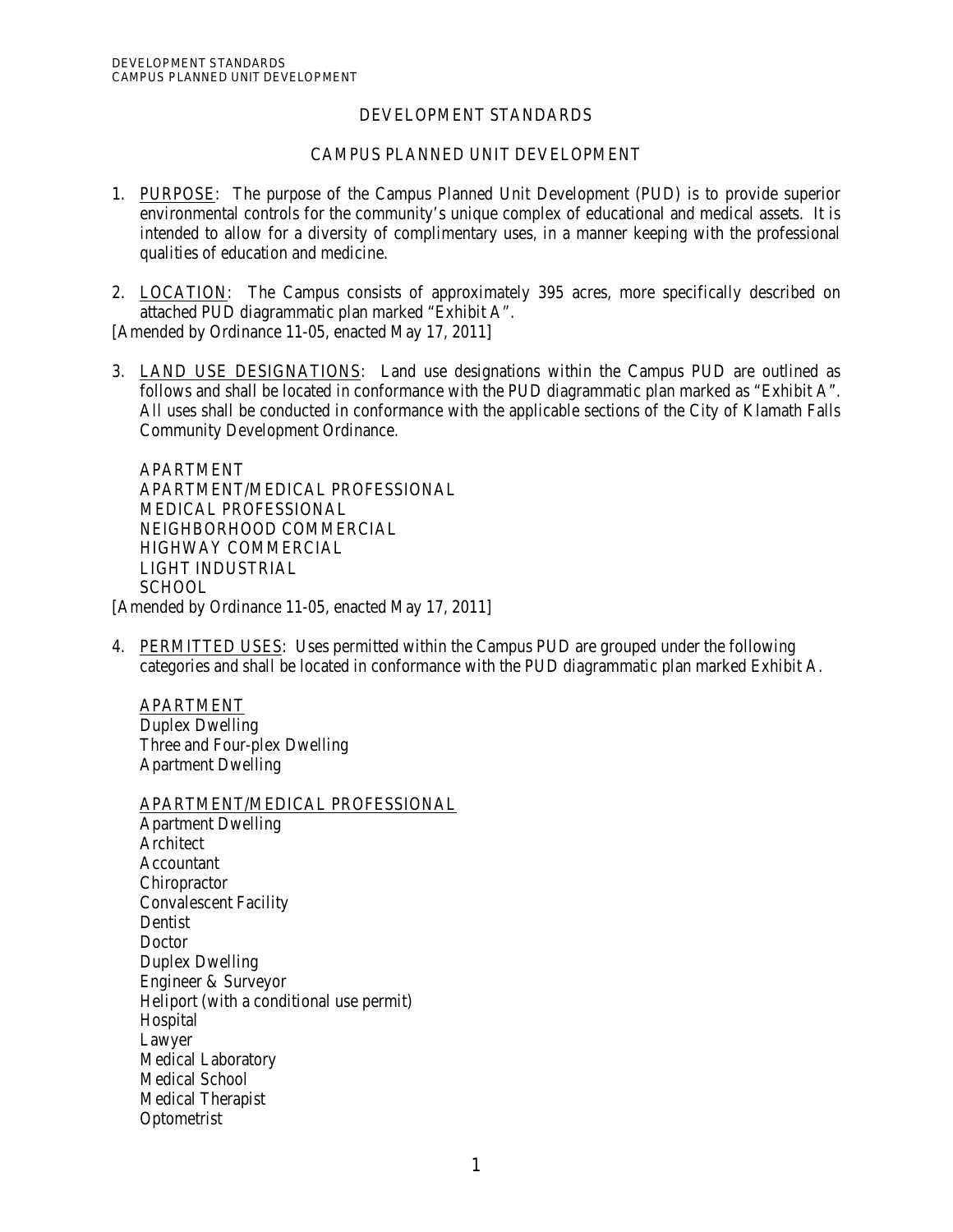# DEVELOPMENT STANDARDS

## CAMPUS PLANNED UNIT DEVELOPMENT

1. <u>PURPOSE</u>: The purpose of the Campus Planned Unit Development (PUD) is to provide superior environmental controls for the community's unique complex of educational and medical assets. It is intended to allow for a diversity of complimentary uses, in a manner keeping with the professional qualities of education and medicine.

2. <u>LOCATION</u>: The Campus consists of approximately 395 acres, more specifically described on attached PUD diagrammatic plan marked "Exhibit A".

[Amended by Ordinance 11-05, enacted May 17, 2011]

3. <u>LAND USE DESIGNATIONS</u>: Land use designations within the Campus PUD are outlined as follows and shall be located in conformance with the PUD diagrammatic plan marked as "Exhibit A". All uses shall be conducted in conformance with the applicable sections of the City of Klamath Falls Community Development Ordinance.

   APARTMENT
   APARTMENT/MEDICAL PROFESSIONAL
   MEDICAL PROFESSIONAL
   NEIGHBORHOOD COMMERCIAL
   HIGHWAY COMMERCIAL
   LIGHT INDUSTRIAL
   SCHOOL

[Amended by Ordinance 11-05, enacted May 17, 2011]

4. <u>PERMITTED USES</u>: Uses permitted within the Campus PUD are grouped under the following categories and shall be located in conformance with the PUD diagrammatic plan marked Exhibit A.

   <u>APARTMENT</u>
   Duplex Dwelling
   Three and Four-plex Dwelling
   Apartment Dwelling

   <u>APARTMENT/MEDICAL PROFESSIONAL</u>
   Apartment Dwelling
   Architect
   Accountant
   Chiropractor
   Convalescent Facility
   Dentist
   Doctor
   Duplex Dwelling
   Engineer & Surveyor
   Heliport (with a conditional use permit)
   Hospital
   Lawyer
   Medical Laboratory
   Medical School
   Medical Therapist
   Optometrist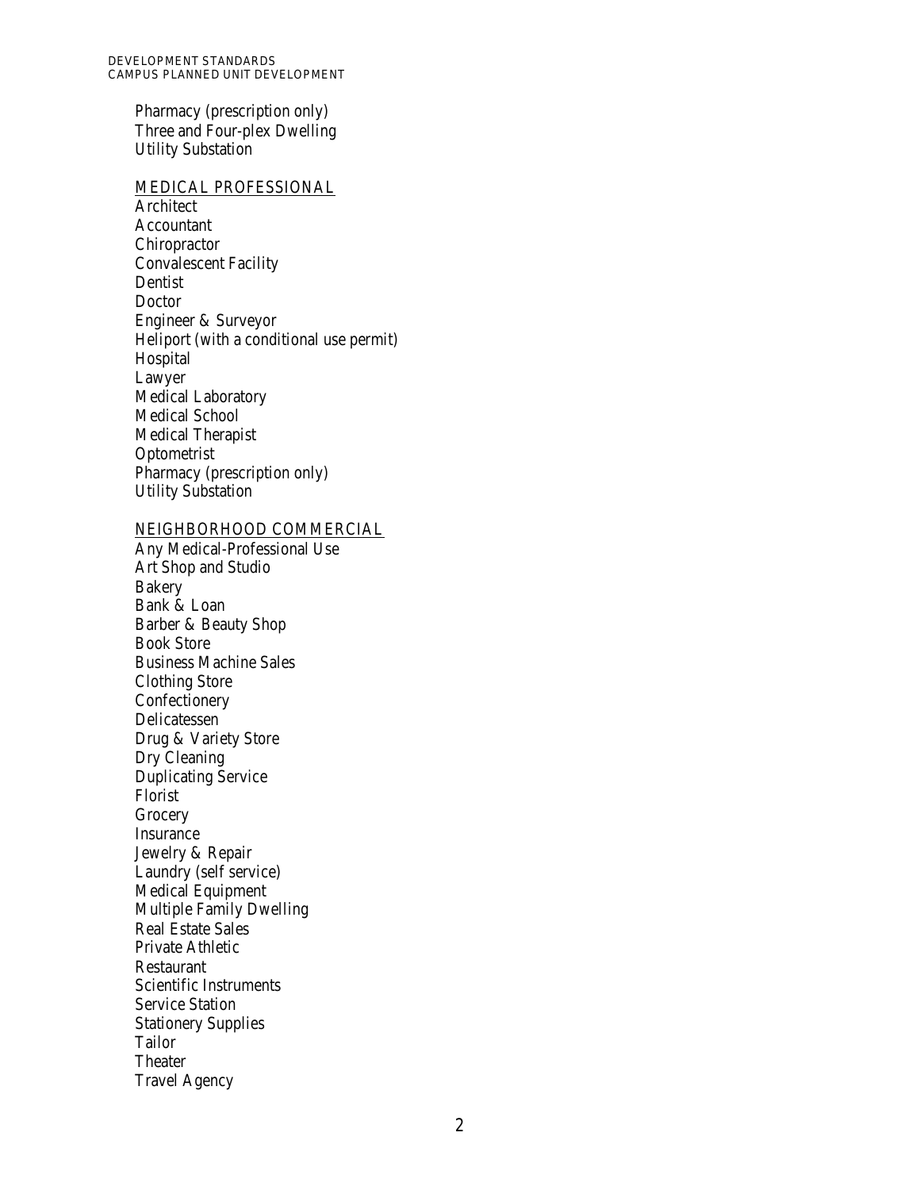Pharmacy (prescription only)
Three and Four-plex Dwelling
Utility Substation

<u>MEDICAL PROFESSIONAL</u>

Architect
Accountant
Chiropractor
Convalescent Facility
Dentist
Doctor
Engineer & Surveyor
Heliport (with a conditional use permit)
Hospital
Lawyer
Medical Laboratory
Medical School
Medical Therapist
Optometrist
Pharmacy (prescription only)
Utility Substation

<u>NEIGHBORHOOD COMMERCIAL</u>

Any Medical-Professional Use
Art Shop and Studio
Bakery
Bank & Loan
Barber & Beauty Shop
Book Store
Business Machine Sales
Clothing Store
Confectionery
Delicatessen
Drug & Variety Store
Dry Cleaning
Duplicating Service
Florist
Grocery
Insurance
Jewelry & Repair
Laundry (self service)
Medical Equipment
Multiple Family Dwelling
Real Estate Sales
Private Athletic
Restaurant
Scientific Instruments
Service Station
Stationery Supplies
Tailor
Theater
Travel Agency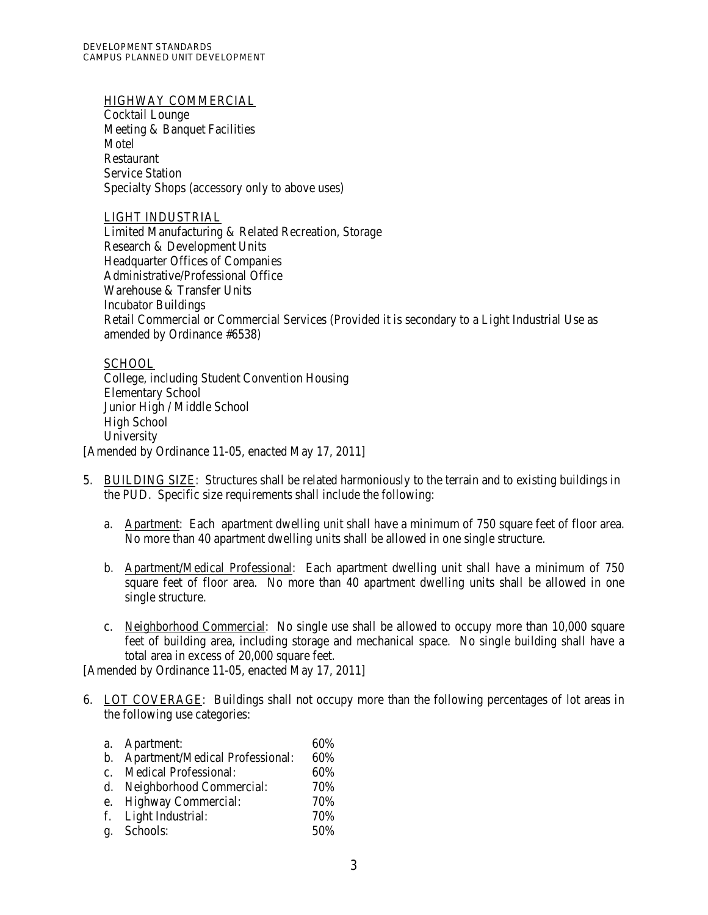HIGHWAY COMMERCIAL

Cocktail Lounge
Meeting & Banquet Facilities
Motel
Restaurant
Service Station
Specialty Shops (accessory only to above uses)

LIGHT INDUSTRIAL

Limited Manufacturing & Related Recreation, Storage
Research & Development Units
Headquarter Offices of Companies
Administrative/Professional Office
Warehouse & Transfer Units
Incubator Buildings
Retail Commercial or Commercial Services (Provided it is secondary to a Light Industrial Use as amended by Ordinance #6538)

SCHOOL

College, including Student Convention Housing
Elementary School
Junior High / Middle School
High School
University

[Amended by Ordinance 11-05, enacted May 17, 2011]

5. BUILDING SIZE: Structures shall be related harmoniously to the terrain and to existing buildings in the PUD. Specific size requirements shall include the following:

   a. Apartment: Each apartment dwelling unit shall have a minimum of 750 square feet of floor area. No more than 40 apartment dwelling units shall be allowed in one single structure.

   b. Apartment/Medical Professional: Each apartment dwelling unit shall have a minimum of 750 square feet of floor area. No more than 40 apartment dwelling units shall be allowed in one single structure.

   c. Neighborhood Commercial: No single use shall be allowed to occupy more than 10,000 square feet of building area, including storage and mechanical space. No single building shall have a total area in excess of 20,000 square feet.

[Amended by Ordinance 11-05, enacted May 17, 2011]

6. LOT COVERAGE: Buildings shall not occupy more than the following percentages of lot areas in the following use categories:

   a. Apartment: 60%
   b. Apartment/Medical Professional: 60%
   c. Medical Professional: 60%
   d. Neighborhood Commercial: 70%
   e. Highway Commercial: 70%
   f. Light Industrial: 70%
   g. Schools: 50%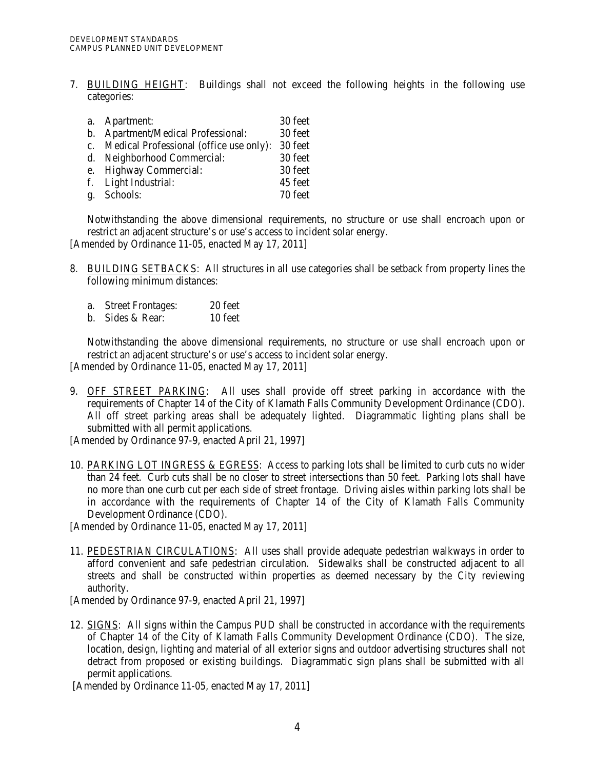7. <u>BUILDING HEIGHT</u>: Buildings shall not exceed the following heights in the following use categories:

   a. Apartment: 30 feet
   b. Apartment/Medical Professional: 30 feet
   c. Medical Professional (office use only): 30 feet
   d. Neighborhood Commercial: 30 feet
   e. Highway Commercial: 30 feet
   f. Light Industrial: 45 feet
   g. Schools: 70 feet

   Notwithstanding the above dimensional requirements, no structure or use shall encroach upon or restrict an adjacent structure's or use's access to incident solar energy.

[Amended by Ordinance 11-05, enacted May 17, 2011]

8. <u>BUILDING SETBACKS</u>: All structures in all use categories shall be setback from property lines the following minimum distances:

   a. Street Frontages: 20 feet
   b. Sides & Rear: 10 feet

   Notwithstanding the above dimensional requirements, no structure or use shall encroach upon or restrict an adjacent structure's or use's access to incident solar energy.

[Amended by Ordinance 11-05, enacted May 17, 2011]

9. <u>OFF STREET PARKING</u>: All uses shall provide off street parking in accordance with the requirements of Chapter 14 of the City of Klamath Falls Community Development Ordinance (CDO). All off street parking areas shall be adequately lighted. Diagrammatic lighting plans shall be submitted with all permit applications.

[Amended by Ordinance 97-9, enacted April 21, 1997]

10. <u>PARKING LOT INGRESS & EGRESS</u>: Access to parking lots shall be limited to curb cuts no wider than 24 feet. Curb cuts shall be no closer to street intersections than 50 feet. Parking lots shall have no more than one curb cut per each side of street frontage. Driving aisles within parking lots shall be in accordance with the requirements of Chapter 14 of the City of Klamath Falls Community Development Ordinance (CDO).

[Amended by Ordinance 11-05, enacted May 17, 2011]

11. <u>PEDESTRIAN CIRCULATIONS</u>: All uses shall provide adequate pedestrian walkways in order to afford convenient and safe pedestrian circulation. Sidewalks shall be constructed adjacent to all streets and shall be constructed within properties as deemed necessary by the City reviewing authority.

[Amended by Ordinance 97-9, enacted April 21, 1997]

12. <u>SIGNS</u>: All signs within the Campus PUD shall be constructed in accordance with the requirements of Chapter 14 of the City of Klamath Falls Community Development Ordinance (CDO). The size, location, design, lighting and material of all exterior signs and outdoor advertising structures shall not detract from proposed or existing buildings. Diagrammatic sign plans shall be submitted with all permit applications.

[Amended by Ordinance 11-05, enacted May 17, 2011]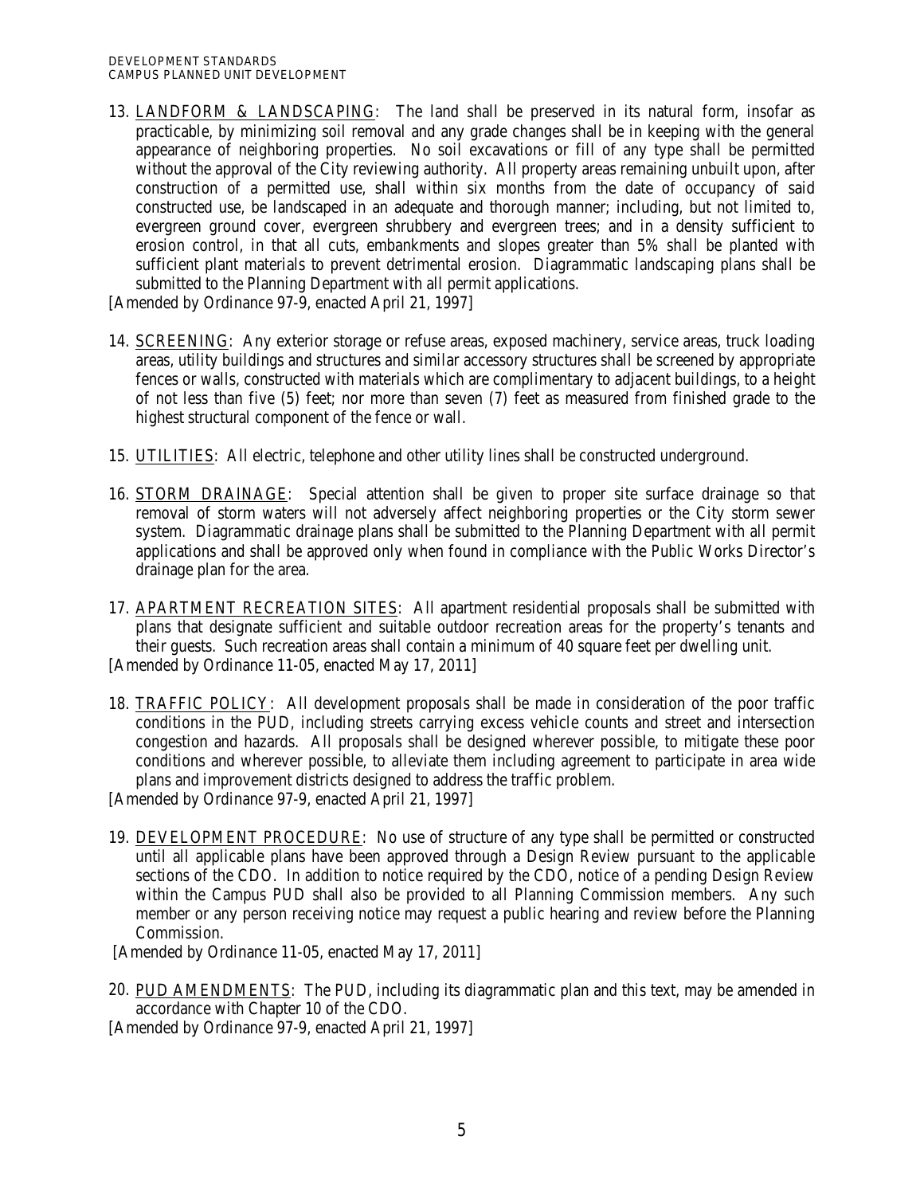13. <u>LANDFORM & LANDSCAPING</u>: The land shall be preserved in its natural form, insofar as practicable, by minimizing soil removal and any grade changes shall be in keeping with the general appearance of neighboring properties. No soil excavations or fill of any type shall be permitted without the approval of the City reviewing authority. All property areas remaining unbuilt upon, after construction of a permitted use, shall within six months from the date of occupancy of said constructed use, be landscaped in an adequate and thorough manner; including, but not limited to, evergreen ground cover, evergreen shrubbery and evergreen trees; and in a density sufficient to erosion control, in that all cuts, embankments and slopes greater than 5% shall be planted with sufficient plant materials to prevent detrimental erosion. Diagrammatic landscaping plans shall be submitted to the Planning Department with all permit applications.

[Amended by Ordinance 97-9, enacted April 21, 1997]

14. <u>SCREENING</u>: Any exterior storage or refuse areas, exposed machinery, service areas, truck loading areas, utility buildings and structures and similar accessory structures shall be screened by appropriate fences or walls, constructed with materials which are complimentary to adjacent buildings, to a height of not less than five (5) feet; nor more than seven (7) feet as measured from finished grade to the highest structural component of the fence or wall.

15. <u>UTILITIES</u>: All electric, telephone and other utility lines shall be constructed underground.

16. <u>STORM DRAINAGE</u>: Special attention shall be given to proper site surface drainage so that removal of storm waters will not adversely affect neighboring properties or the City storm sewer system. Diagrammatic drainage plans shall be submitted to the Planning Department with all permit applications and shall be approved only when found in compliance with the Public Works Director's drainage plan for the area.

17. <u>APARTMENT RECREATION SITES</u>: All apartment residential proposals shall be submitted with plans that designate sufficient and suitable outdoor recreation areas for the property's tenants and their guests. Such recreation areas shall contain a minimum of 40 square feet per dwelling unit.

[Amended by Ordinance 11-05, enacted May 17, 2011]

18. <u>TRAFFIC POLICY</u>: All development proposals shall be made in consideration of the poor traffic conditions in the PUD, including streets carrying excess vehicle counts and street and intersection congestion and hazards. All proposals shall be designed wherever possible, to mitigate these poor conditions and wherever possible, to alleviate them including agreement to participate in area wide plans and improvement districts designed to address the traffic problem.

[Amended by Ordinance 97-9, enacted April 21, 1997]

19. <u>DEVELOPMENT PROCEDURE</u>: No use of structure of any type shall be permitted or constructed until all applicable plans have been approved through a Design Review pursuant to the applicable sections of the CDO. In addition to notice required by the CDO, notice of a pending Design Review within the Campus PUD shall also be provided to all Planning Commission members. Any such member or any person receiving notice may request a public hearing and review before the Planning Commission.

[Amended by Ordinance 11-05, enacted May 17, 2011]

20. <u>PUD AMENDMENTS</u>: The PUD, including its diagrammatic plan and this text, may be amended in accordance with Chapter 10 of the CDO.

[Amended by Ordinance 97-9, enacted April 21, 1997]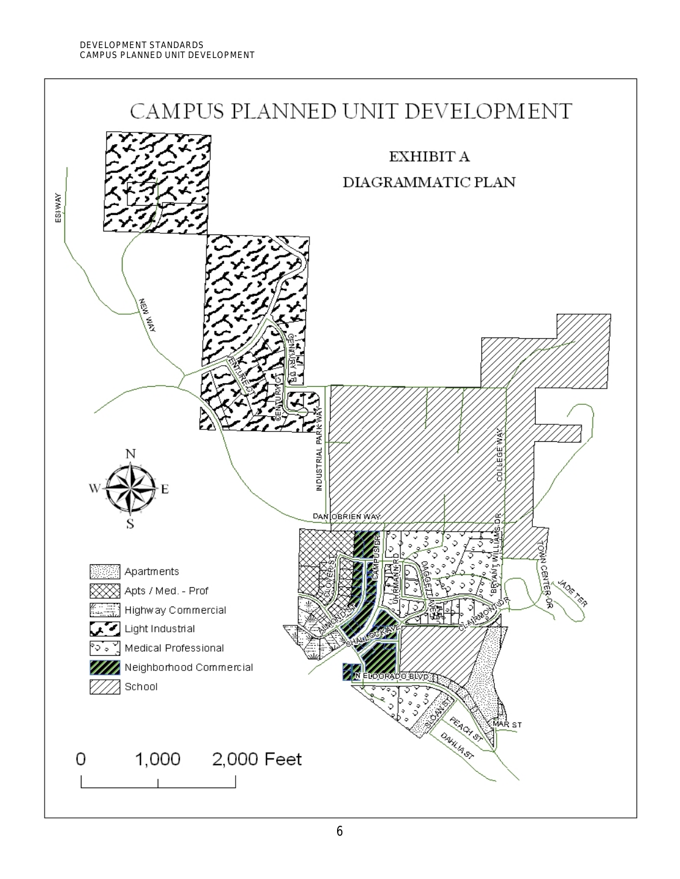# CAMPUS PLANNED UNIT DEVELOPMENT

## EXHIBIT A

## DIAGRAMMATIC PLAN

ESI WAY
NEW WAY
CENTURY DR
CENTURY CT
INDUSTRIAL PARKWAY
COLLEGE WAY
DAN OBRIEN WAY
CLOVER ST
CAMPUS DR
UHRMANN RD
DAGGETT WAY
BRYANT WILLIAMS DR
TOWN CENTER DR
JADE TER
CLAIRMONT DR
LIMONI ST
SHADLOCK AVE
N EL DORADO BLVD
SLOAN ST
PEACH ST
DAHLIA ST
MAR ST

N
W
E
S

Apartments
Apts / Med. - Prof
Highway Commercial
Light Industrial
Medical Professional
Neighborhood Commercial
School

0 1,000 2,000 Feet